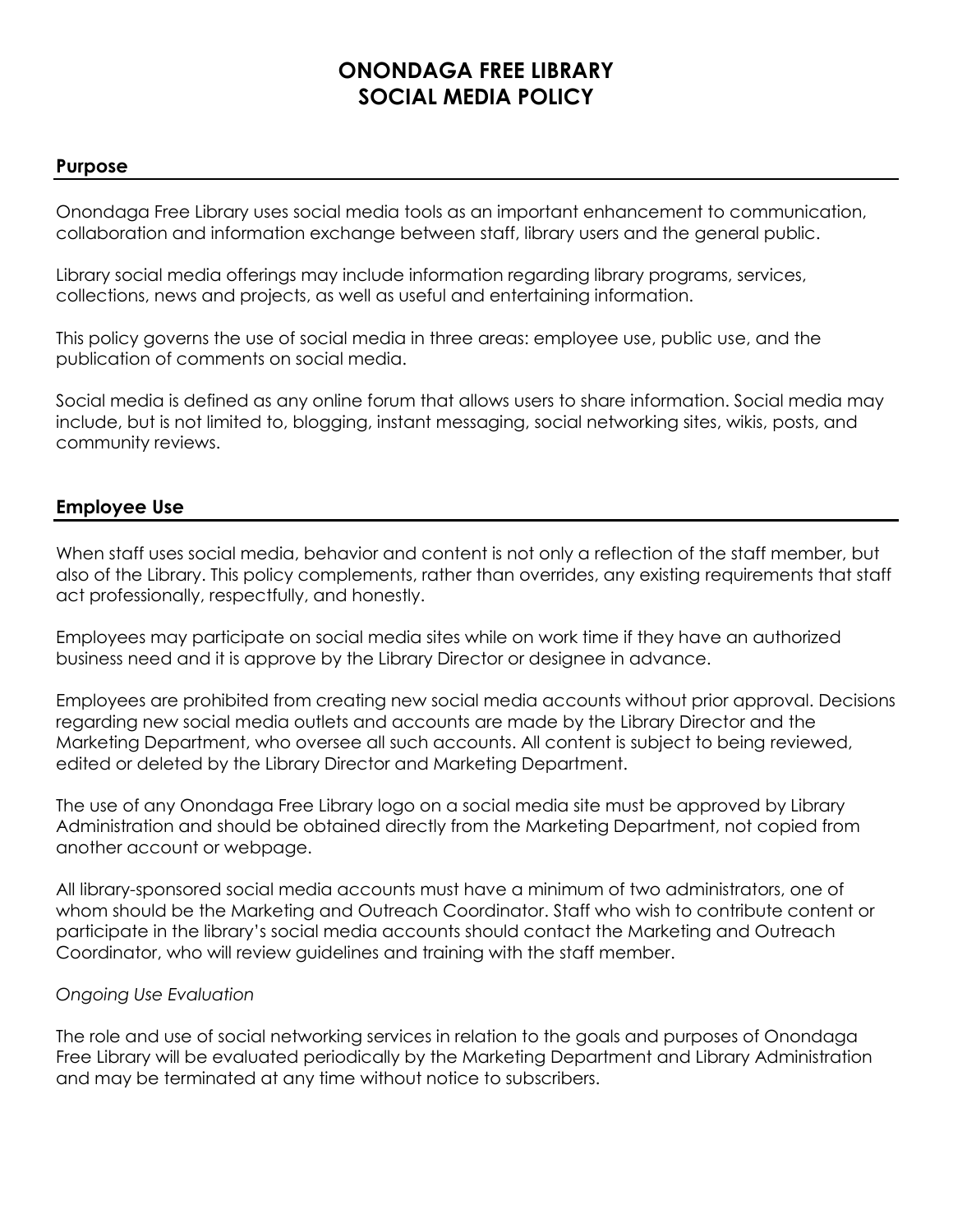# ONONDAGA FREE LIBRARY
# SOCIAL MEDIA POLICY

## Purpose

Onondaga Free Library uses social media tools as an important enhancement to communication, collaboration and information exchange between staff, library users and the general public.

Library social media offerings may include information regarding library programs, services, collections, news and projects, as well as useful and entertaining information.

This policy governs the use of social media in three areas: employee use, public use, and the publication of comments on social media.

Social media is defined as any online forum that allows users to share information. Social media may include, but is not limited to, blogging, instant messaging, social networking sites, wikis, posts, and community reviews.

## Employee Use

When staff uses social media, behavior and content is not only a reflection of the staff member, but also of the Library. This policy complements, rather than overrides, any existing requirements that staff act professionally, respectfully, and honestly.

Employees may participate on social media sites while on work time if they have an authorized business need and it is approve by the Library Director or designee in advance.

Employees are prohibited from creating new social media accounts without prior approval. Decisions regarding new social media outlets and accounts are made by the Library Director and the Marketing Department, who oversee all such accounts. All content is subject to being reviewed, edited or deleted by the Library Director and Marketing Department.

The use of any Onondaga Free Library logo on a social media site must be approved by Library Administration and should be obtained directly from the Marketing Department, not copied from another account or webpage.

All library-sponsored social media accounts must have a minimum of two administrators, one of whom should be the Marketing and Outreach Coordinator. Staff who wish to contribute content or participate in the library's social media accounts should contact the Marketing and Outreach Coordinator, who will review guidelines and training with the staff member.

*Ongoing Use Evaluation*

The role and use of social networking services in relation to the goals and purposes of Onondaga Free Library will be evaluated periodically by the Marketing Department and Library Administration and may be terminated at any time without notice to subscribers.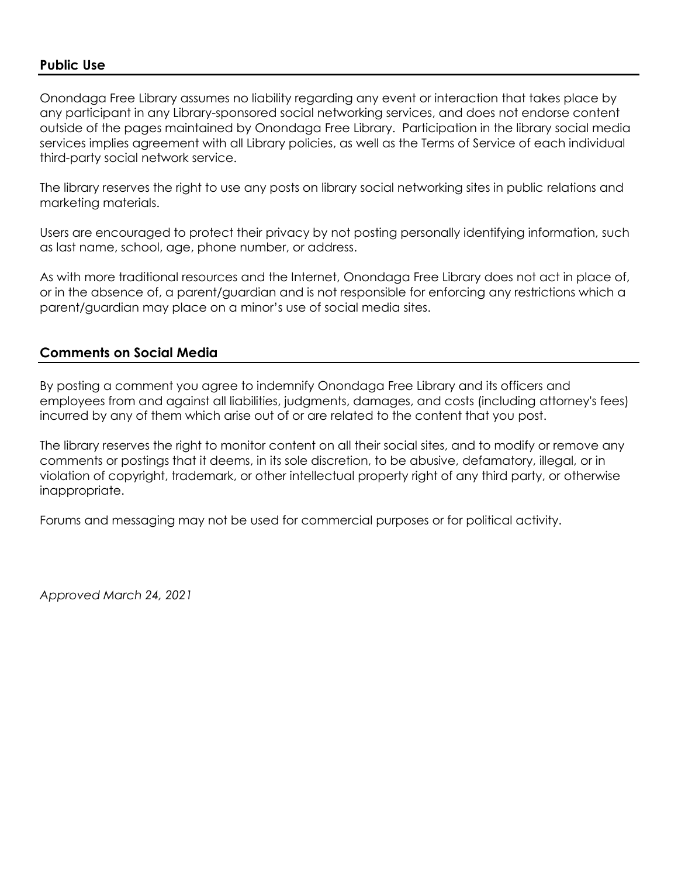## Public Use

Onondaga Free Library assumes no liability regarding any event or interaction that takes place by any participant in any Library-sponsored social networking services, and does not endorse content outside of the pages maintained by Onondaga Free Library. Participation in the library social media services implies agreement with all Library policies, as well as the Terms of Service of each individual third-party social network service.

The library reserves the right to use any posts on library social networking sites in public relations and marketing materials.

Users are encouraged to protect their privacy by not posting personally identifying information, such as last name, school, age, phone number, or address.

As with more traditional resources and the Internet, Onondaga Free Library does not act in place of, or in the absence of, a parent/guardian and is not responsible for enforcing any restrictions which a parent/guardian may place on a minor's use of social media sites.

## Comments on Social Media

By posting a comment you agree to indemnify Onondaga Free Library and its officers and employees from and against all liabilities, judgments, damages, and costs (including attorney's fees) incurred by any of them which arise out of or are related to the content that you post.

The library reserves the right to monitor content on all their social sites, and to modify or remove any comments or postings that it deems, in its sole discretion, to be abusive, defamatory, illegal, or in violation of copyright, trademark, or other intellectual property right of any third party, or otherwise inappropriate.

Forums and messaging may not be used for commercial purposes or for political activity.

*Approved March 24, 2021*